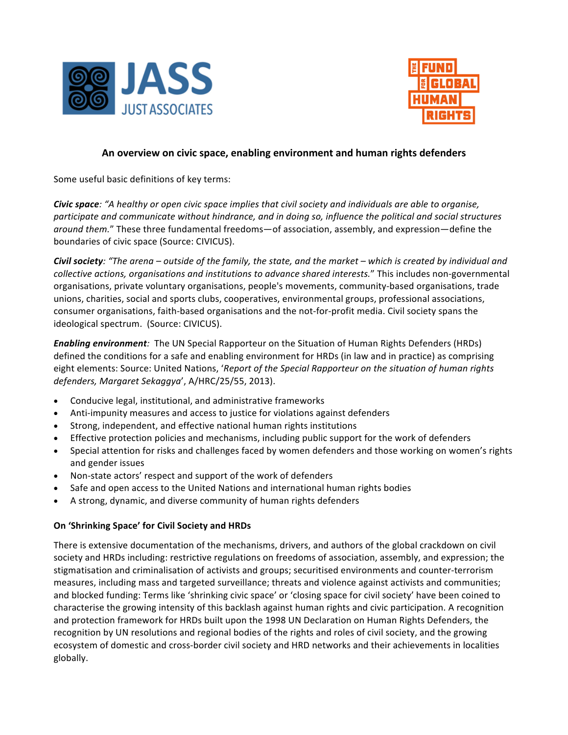## An overview on civic space, enabling environment and human rights defenders

Some useful basic definitions of key terms:

***Civic space****: "A healthy or open civic space implies that civil society and individuals are able to organise, participate and communicate without hindrance, and in doing so, influence the political and social structures around them.*" These three fundamental freedoms—of association, assembly, and expression—define the boundaries of civic space (Source: CIVICUS).

***Civil society****: "The arena – outside of the family, the state, and the market – which is created by individual and collective actions, organisations and institutions to advance shared interests.*" This includes non-governmental organisations, private voluntary organisations, people's movements, community-based organisations, trade unions, charities, social and sports clubs, cooperatives, environmental groups, professional associations, consumer organisations, faith-based organisations and the not-for-profit media. Civil society spans the ideological spectrum. (Source: CIVICUS).

***Enabling environment****:* The UN Special Rapporteur on the Situation of Human Rights Defenders (HRDs) defined the conditions for a safe and enabling environment for HRDs (in law and in practice) as comprising eight elements: Source: United Nations, '*Report of the Special Rapporteur on the situation of human rights defenders, Margaret Sekaggya*', A/HRC/25/55, 2013).

- Conducive legal, institutional, and administrative frameworks
- Anti-impunity measures and access to justice for violations against defenders
- Strong, independent, and effective national human rights institutions
- Effective protection policies and mechanisms, including public support for the work of defenders
- Special attention for risks and challenges faced by women defenders and those working on women's rights and gender issues
- Non-state actors' respect and support of the work of defenders
- Safe and open access to the United Nations and international human rights bodies
- A strong, dynamic, and diverse community of human rights defenders

### On 'Shrinking Space' for Civil Society and HRDs

There is extensive documentation of the mechanisms, drivers, and authors of the global crackdown on civil society and HRDs including: restrictive regulations on freedoms of association, assembly, and expression; the stigmatisation and criminalisation of activists and groups; securitised environments and counter-terrorism measures, including mass and targeted surveillance; threats and violence against activists and communities; and blocked funding: Terms like 'shrinking civic space' or 'closing space for civil society' have been coined to characterise the growing intensity of this backlash against human rights and civic participation. A recognition and protection framework for HRDs built upon the 1998 UN Declaration on Human Rights Defenders, the recognition by UN resolutions and regional bodies of the rights and roles of civil society, and the growing ecosystem of domestic and cross-border civil society and HRD networks and their achievements in localities globally.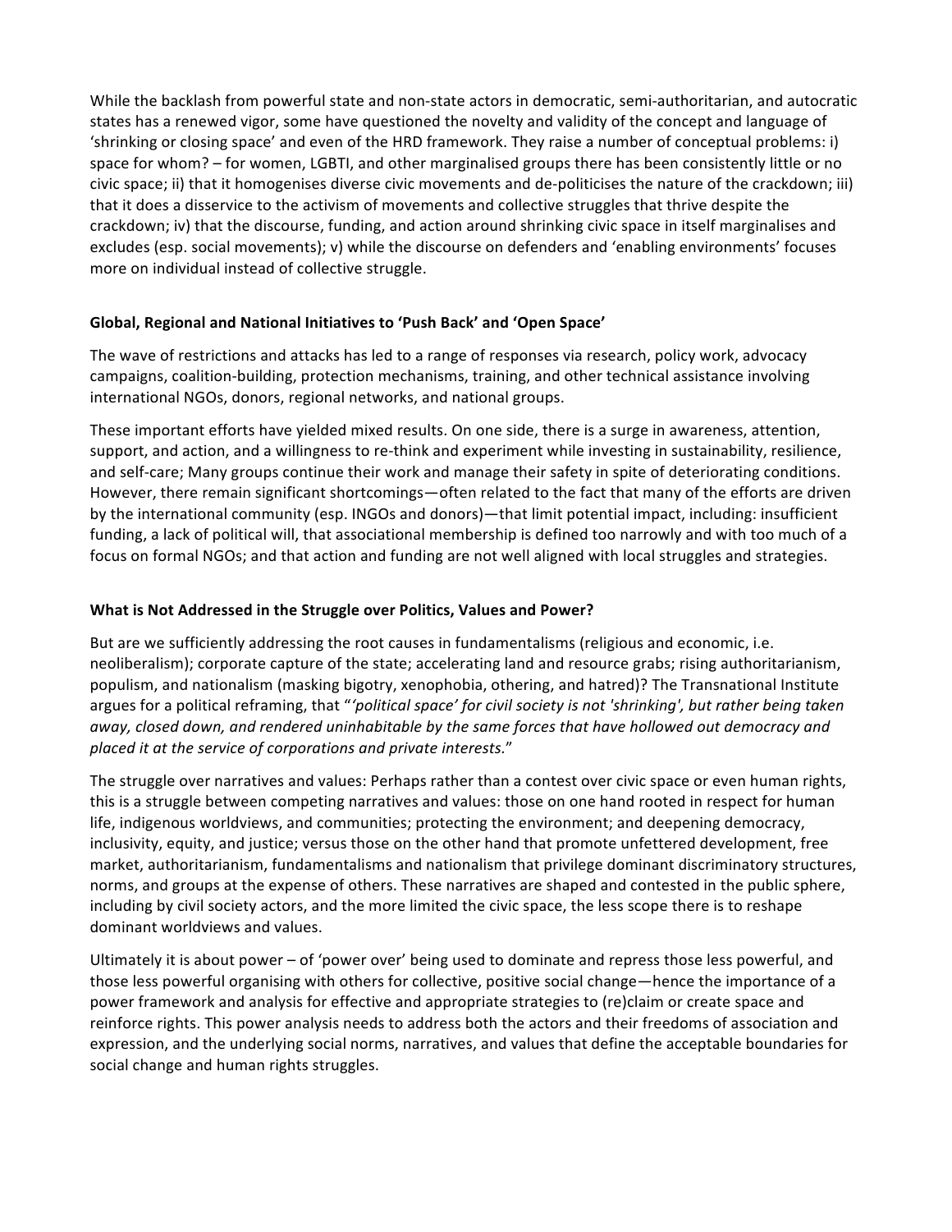While the backlash from powerful state and non-state actors in democratic, semi-authoritarian, and autocratic states has a renewed vigor, some have questioned the novelty and validity of the concept and language of 'shrinking or closing space' and even of the HRD framework. They raise a number of conceptual problems: i) space for whom? – for women, LGBTI, and other marginalised groups there has been consistently little or no civic space; ii) that it homogenises diverse civic movements and de-politicises the nature of the crackdown; iii) that it does a disservice to the activism of movements and collective struggles that thrive despite the crackdown; iv) that the discourse, funding, and action around shrinking civic space in itself marginalises and excludes (esp. social movements); v) while the discourse on defenders and 'enabling environments' focuses more on individual instead of collective struggle.

**Global, Regional and National Initiatives to 'Push Back' and 'Open Space'**

The wave of restrictions and attacks has led to a range of responses via research, policy work, advocacy campaigns, coalition-building, protection mechanisms, training, and other technical assistance involving international NGOs, donors, regional networks, and national groups.

These important efforts have yielded mixed results. On one side, there is a surge in awareness, attention, support, and action, and a willingness to re-think and experiment while investing in sustainability, resilience, and self-care; Many groups continue their work and manage their safety in spite of deteriorating conditions. However, there remain significant shortcomings—often related to the fact that many of the efforts are driven by the international community (esp. INGOs and donors)—that limit potential impact, including: insufficient funding, a lack of political will, that associational membership is defined too narrowly and with too much of a focus on formal NGOs; and that action and funding are not well aligned with local struggles and strategies.

**What is Not Addressed in the Struggle over Politics, Values and Power?**

But are we sufficiently addressing the root causes in fundamentalisms (religious and economic, i.e. neoliberalism); corporate capture of the state; accelerating land and resource grabs; rising authoritarianism, populism, and nationalism (masking bigotry, xenophobia, othering, and hatred)? The Transnational Institute argues for a political reframing, that "*'political space' for civil society is not 'shrinking', but rather being taken away, closed down, and rendered uninhabitable by the same forces that have hollowed out democracy and placed it at the service of corporations and private interests.*"

The struggle over narratives and values: Perhaps rather than a contest over civic space or even human rights, this is a struggle between competing narratives and values: those on one hand rooted in respect for human life, indigenous worldviews, and communities; protecting the environment; and deepening democracy, inclusivity, equity, and justice; versus those on the other hand that promote unfettered development, free market, authoritarianism, fundamentalisms and nationalism that privilege dominant discriminatory structures, norms, and groups at the expense of others. These narratives are shaped and contested in the public sphere, including by civil society actors, and the more limited the civic space, the less scope there is to reshape dominant worldviews and values.

Ultimately it is about power – of 'power over' being used to dominate and repress those less powerful, and those less powerful organising with others for collective, positive social change—hence the importance of a power framework and analysis for effective and appropriate strategies to (re)claim or create space and reinforce rights. This power analysis needs to address both the actors and their freedoms of association and expression, and the underlying social norms, narratives, and values that define the acceptable boundaries for social change and human rights struggles.